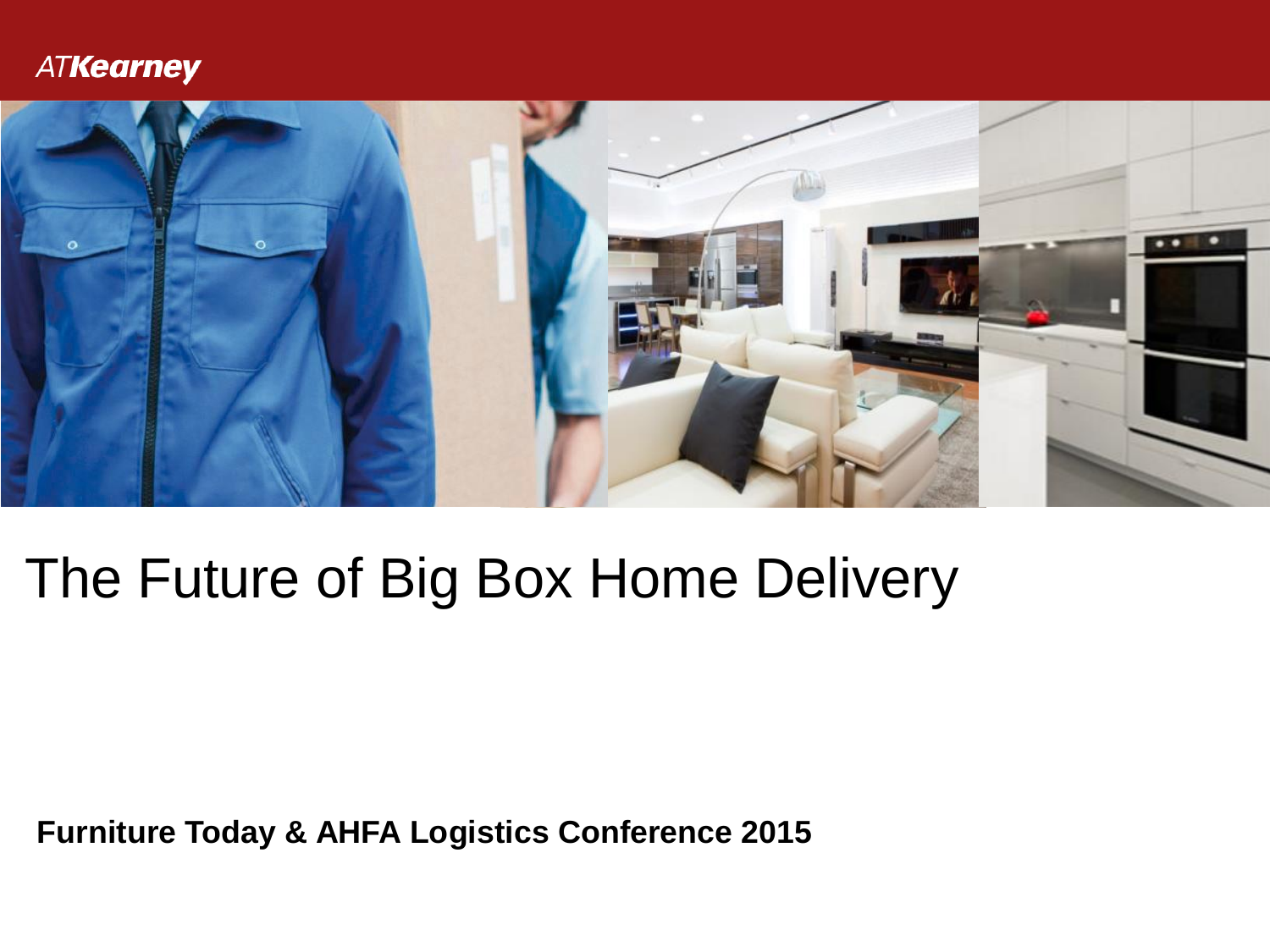ATKearney

# The Future of Big Box Home Delivery

**Furniture Today & AHFA Logistics Conference 2015**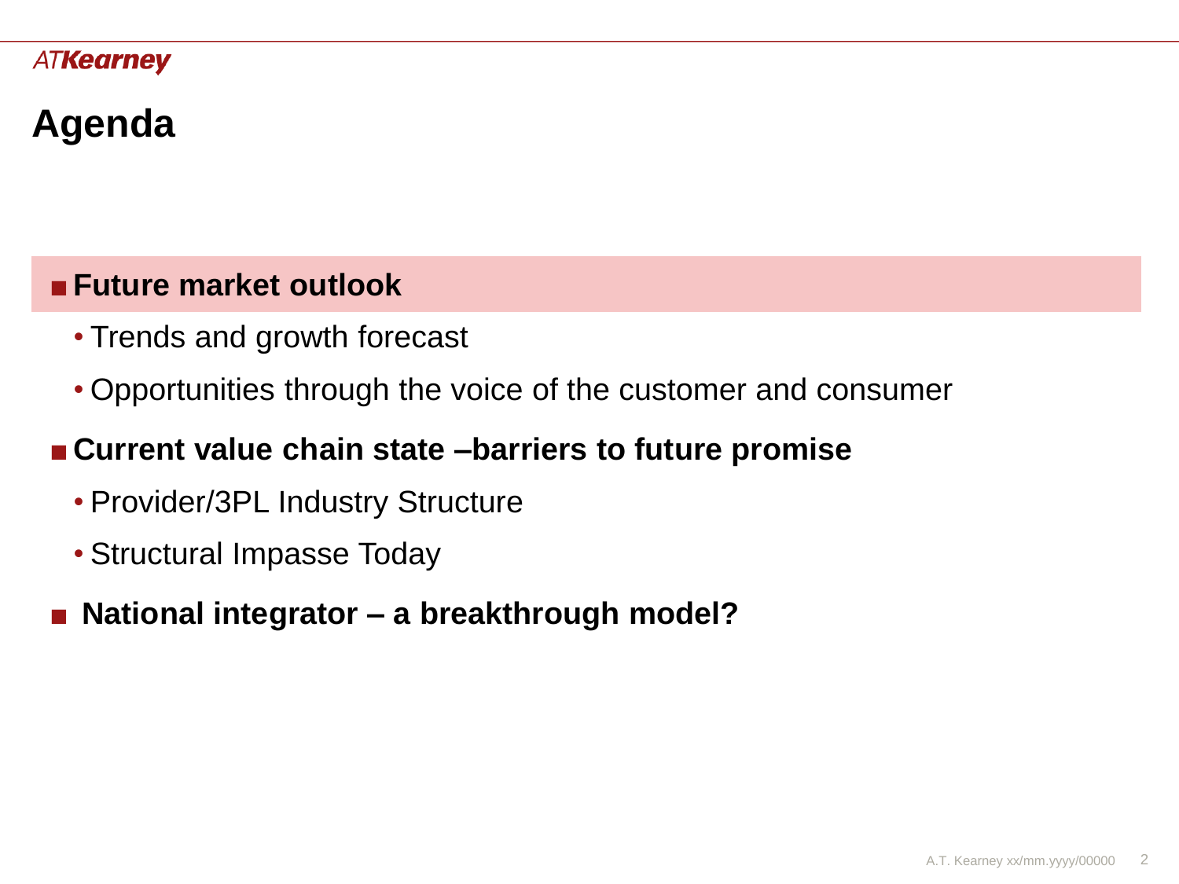# Agenda

- **Future market outlook**
  - Trends and growth forecast
  - Opportunities through the voice of the customer and consumer
- **Current value chain state –barriers to future promise**
  - Provider/3PL Industry Structure
  - Structural Impasse Today
- **National integrator – a breakthrough model?**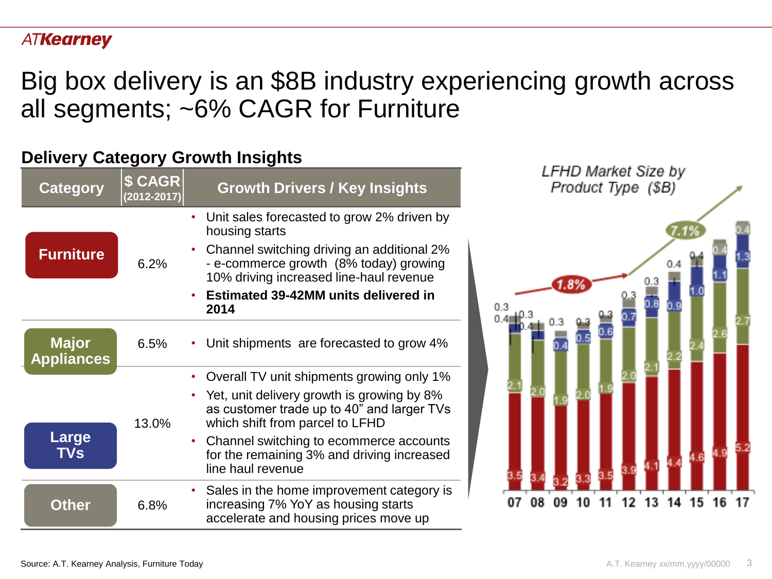# Big box delivery is an $8B industry experiencing growth across all segments; ~6% CAGR for Furniture

## Delivery Category Growth Insights

| Category | $ CAGR (2012-2017) | Growth Drivers / Key Insights |
|---|---|---|
| Furniture | 6.2% | • Unit sales forecasted to grow 2% driven by housing starts<br>• Channel switching driving an additional 2% - e-commerce growth (8% today) growing 10% driving increased line-haul revenue<br>• **Estimated 39-42MM units delivered in 2014** |
| Major Appliances | 6.5% | • Unit shipments are forecasted to grow 4% |
| Large TVs | 13.0% | • Overall TV unit shipments growing only 1%<br>• Yet, unit delivery growth is growing by 8% as customer trade up to 40" and larger TVs which shift from parcel to LFHD<br>• Channel switching to ecommerce accounts for the remaining 3% and driving increased line haul revenue |
| Other | 6.8% | • Sales in the home improvement category is increasing 7% YoY as housing starts accelerate and housing prices move up |

*LFHD Market Size by Product Type ($B)*

| | 07 | 08 | 09 | 10 | 11 | 12 | 13 | 14 | 15 | 16 | 17 |
|---|---|---|---|---|---|---|---|---|---|---|---|
| Other | 0.3 | 0.3 | 0.3 | 0.3 | 0.3 | 0.3 | 0.3 | 0.4 | 0.4 | 0.4 | 0.4 |
| Large TVs | 0.4 | 0.4 | 0.4 | 0.5 | 0.6 | 0.7 | 0.8 | 0.9 | 1.0 | 1.1 | 1.3 |
| Major Appliances | 2.1 | 2.0 | 1.9 | 2.0 | 1.9 | 2.0 | 2.1 | 2.2 | 2.4 | 2.6 | 2.7 |
| Furniture | 3.5 | 3.4 | 3.2 | 3.3 | 3.5 | 3.9 | 4.1 | 4.4 | 4.6 | 4.9 | 5.2 |

1.8% (07–12); 7.1% (12–17)

Source: A.T. Kearney Analysis, Furniture Today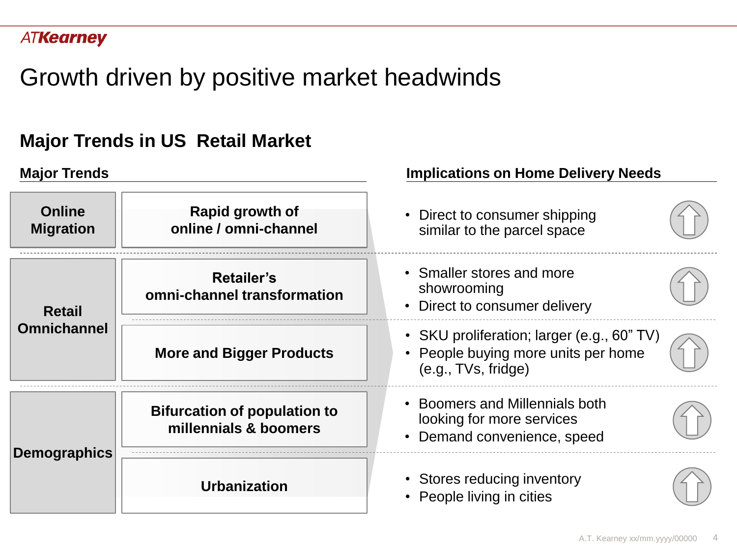# Growth driven by positive market headwinds

## Major Trends in US Retail Market

| Major Trends | | Implications on Home Delivery Needs |
|---|---|---|
| **Online Migration** | **Rapid growth of online / omni-channel** | • Direct to consumer shipping similar to the parcel space |
| **Retail Omnichannel** | **Retailer's omni-channel transformation** | • Smaller stores and more showrooming<br>• Direct to consumer delivery |
| | **More and Bigger Products** | • SKU proliferation; larger (e.g., 60" TV)<br>• People buying more units per home (e.g., TVs, fridge) |
| **Demographics** | **Bifurcation of population to millennials & boomers** | • Boomers and Millennials both looking for more services<br>• Demand convenience, speed |
| | **Urbanization** | • Stores reducing inventory<br>• People living in cities |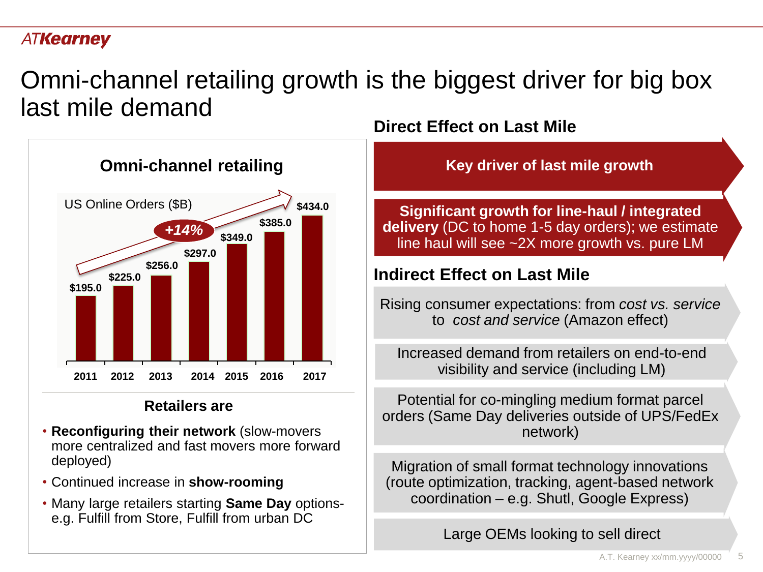# Omni-channel retailing growth is the biggest driver for big box last mile demand

## Omni-channel retailing

US Online Orders ($B)

+14%

| Year | US Online Orders ($B) |
|---|---|
| 2011 | $195.0 |
| 2012 | $225.0 |
| 2013 | $256.0 |
| 2014 | $297.0 |
| 2015 | $349.0 |
| 2016 | $385.0 |
| 2017 | $434.0 |

### Retailers are

- **Reconfiguring their network** (slow-movers more centralized and fast movers more forward deployed)
- Continued increase in **show-rooming**
- Many large retailers starting **Same Day** options- e.g. Fulfill from Store, Fulfill from urban DC

## Direct Effect on Last Mile

**Key driver of last mile growth**

**Significant growth for line-haul / integrated delivery** (DC to home 1-5 day orders); we estimate line haul will see ~2X more growth vs. pure LM

## Indirect Effect on Last Mile

Rising consumer expectations: from *cost vs. service* to *cost and service* (Amazon effect)

Increased demand from retailers on end-to-end visibility and service (including LM)

Potential for co-mingling medium format parcel orders (Same Day deliveries outside of UPS/FedEx network)

Migration of small format technology innovations (route optimization, tracking, agent-based network coordination – e.g. Shutl, Google Express)

Large OEMs looking to sell direct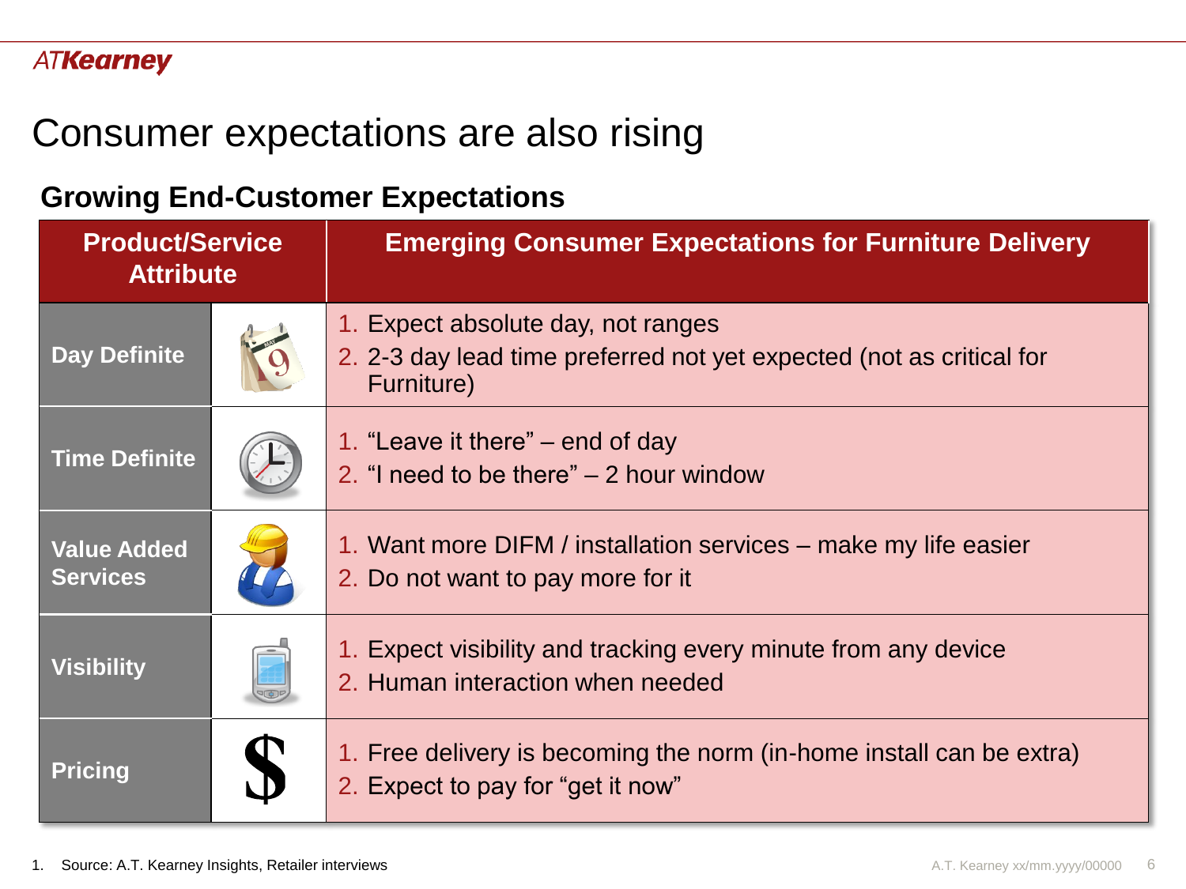# Consumer expectations are also rising

## Growing End-Customer Expectations

| Product/Service Attribute | Emerging Consumer Expectations for Furniture Delivery |
|---|---|
| Day Definite | 1. Expect absolute day, not ranges<br>2. 2-3 day lead time preferred not yet expected (not as critical for Furniture) |
| Time Definite | 1. "Leave it there" – end of day<br>2. "I need to be there" – 2 hour window |
| Value Added Services | 1. Want more DIFM / installation services – make my life easier<br>2. Do not want to pay more for it |
| Visibility | 1. Expect visibility and tracking every minute from any device<br>2. Human interaction when needed |
| Pricing | 1. Free delivery is becoming the norm (in-home install can be extra)<br>2. Expect to pay for "get it now" |

1. Source: A.T. Kearney Insights, Retailer interviews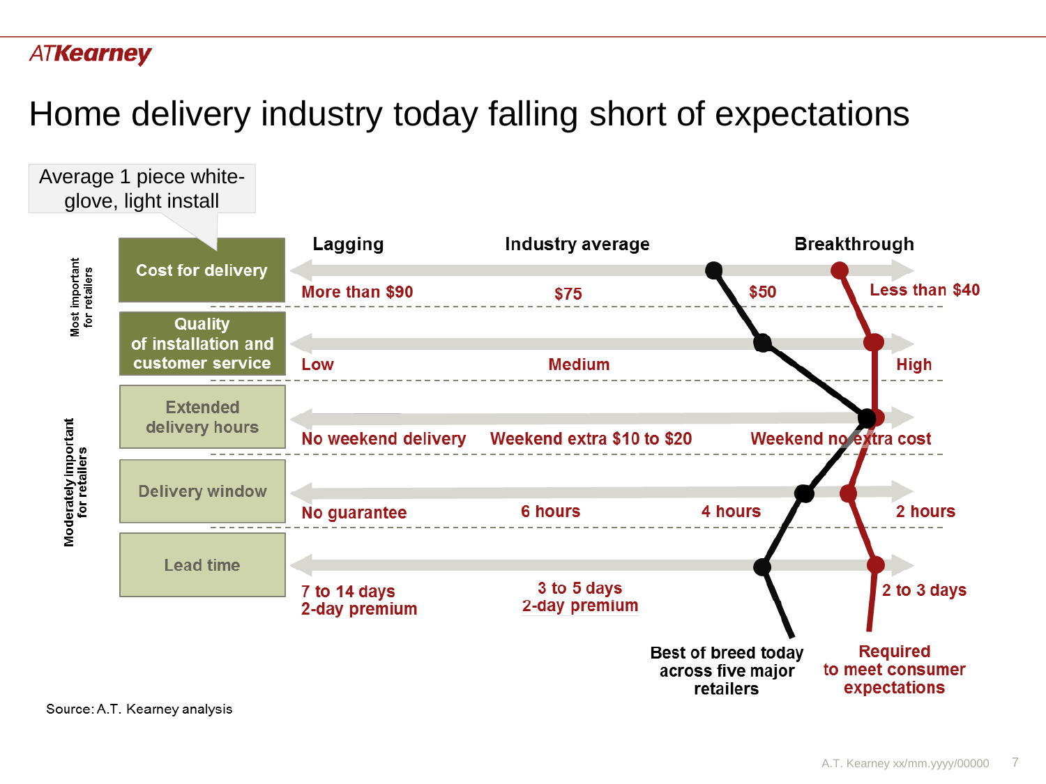# Home delivery industry today falling short of expectations

Average 1 piece white-glove, light install

| | | Lagging | Industry average | Breakthrough |
|---|---|---|---|---|
| Most important for retailers | Cost for delivery | More than $90 | $75 | $50 / Less than $40 |
| | Quality of installation and customer service | Low | Medium | High |
| Moderately important for retailers | Extended delivery hours | No weekend delivery | Weekend extra $10 to $20 | Weekend no extra cost |
| | Delivery window | No guarantee | 6 hours | 4 hours / 2 hours |
| | Lead time | 7 to 14 days 2-day premium | 3 to 5 days 2-day premium | 2 to 3 days |

Best of breed today across five major retailers

Required to meet consumer expectations

Source: A.T. Kearney analysis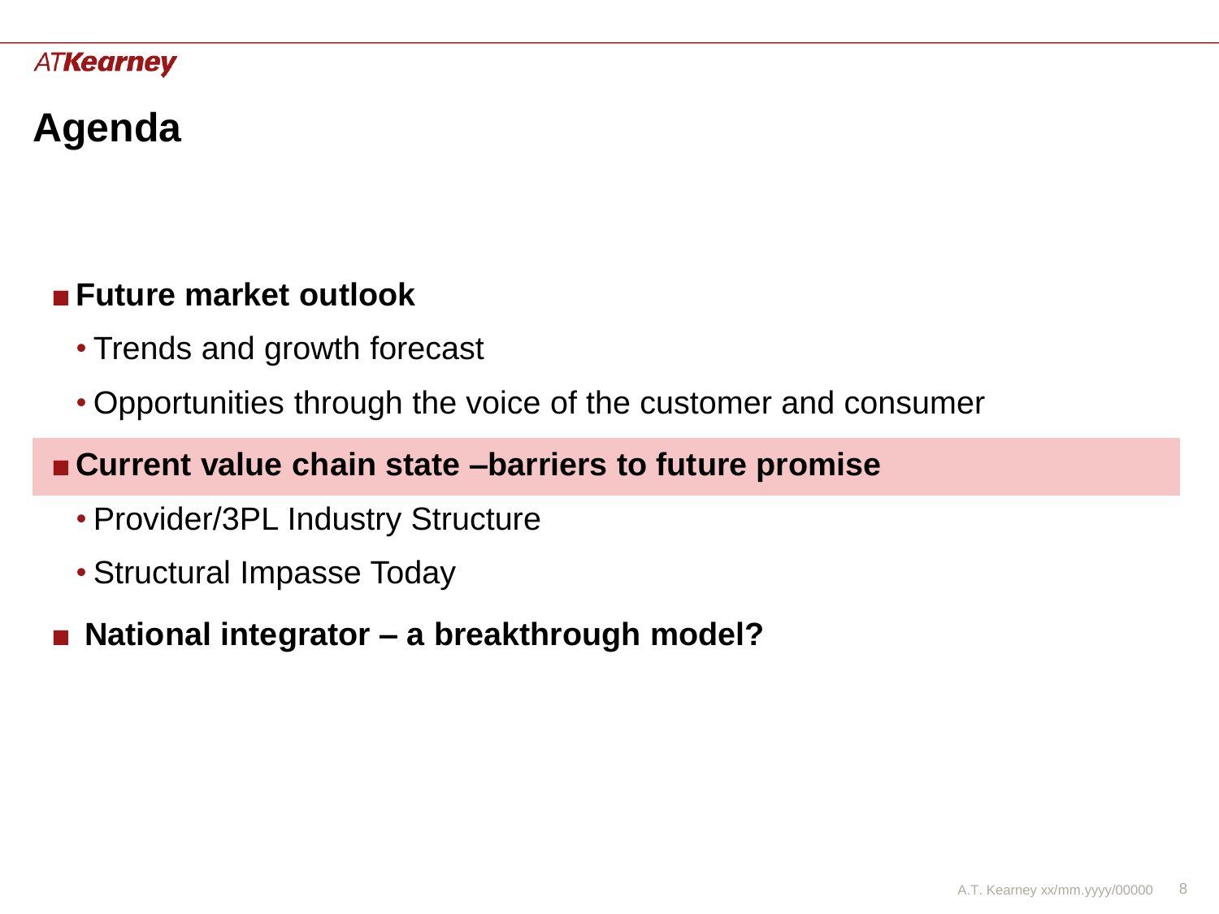# Agenda

- **Future market outlook**
  - Trends and growth forecast
  - Opportunities through the voice of the customer and consumer
- **Current value chain state –barriers to future promise**
  - Provider/3PL Industry Structure
  - Structural Impasse Today
- **National integrator – a breakthrough model?**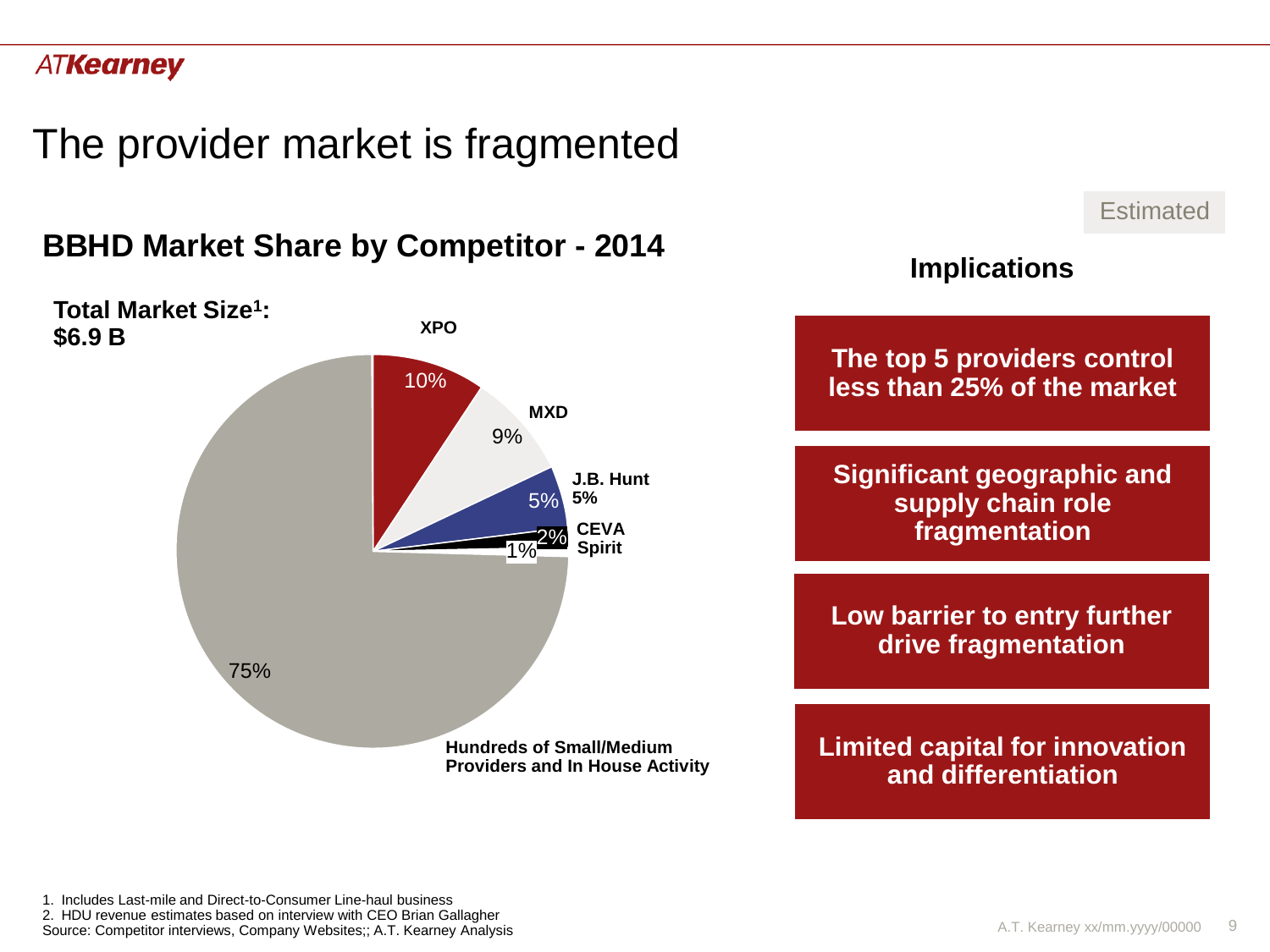# The provider market is fragmented

Estimated

## BBHD Market Share by Competitor - 2014

**Total Market Size[1]: $6.9 B**

| Competitor | Share |
|---|---|
| XPO | 10% |
| MXD | 9% |
| J.B. Hunt | 5% |
| CEVA | 2% |
| Spirit | 1% |
| Hundreds of Small/Medium Providers and In House Activity | 75% |

## Implications

- **The top 5 providers control less than 25% of the market**
- **Significant geographic and supply chain role fragmentation**
- **Low barrier to entry further drive fragmentation**
- **Limited capital for innovation and differentiation**

1. Includes Last-mile and Direct-to-Consumer Line-haul business
2. HDU revenue estimates based on interview with CEO Brian Gallagher

Source: Competitor interviews, Company Websites;; A.T. Kearney Analysis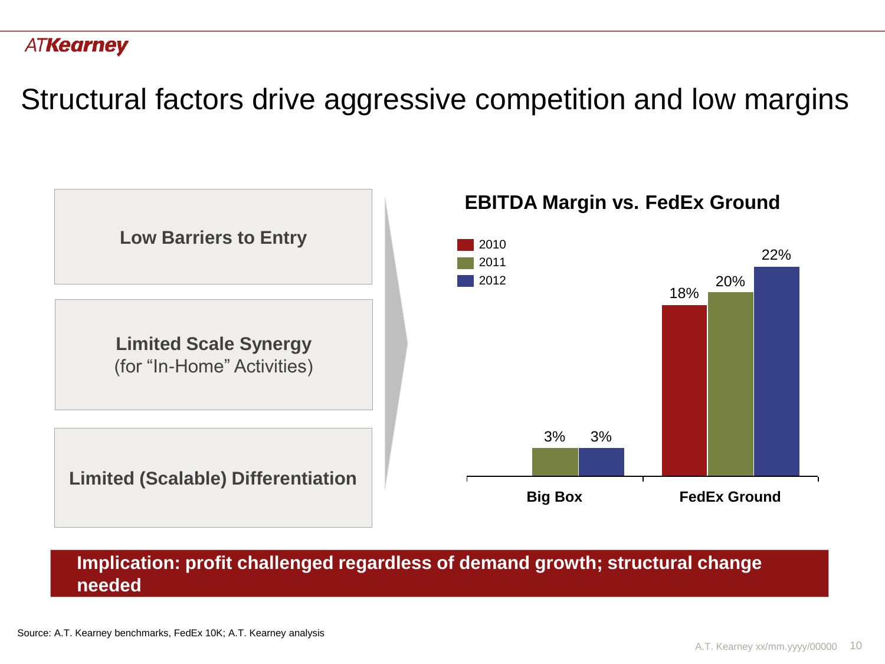# Structural factors drive aggressive competition and low margins

**Low Barriers to Entry**

**Limited Scale Synergy** (for "In-Home" Activities)

**Limited (Scalable) Differentiation**

**EBITDA Margin vs. FedEx Ground**

| | 2010 | 2011 | 2012 |
|---|---|---|---|
| **Big Box** | | 3% | 3% |
| **FedEx Ground** | 18% | 20% | 22% |

**Implication: profit challenged regardless of demand growth; structural change needed**

Source: A.T. Kearney benchmarks, FedEx 10K; A.T. Kearney analysis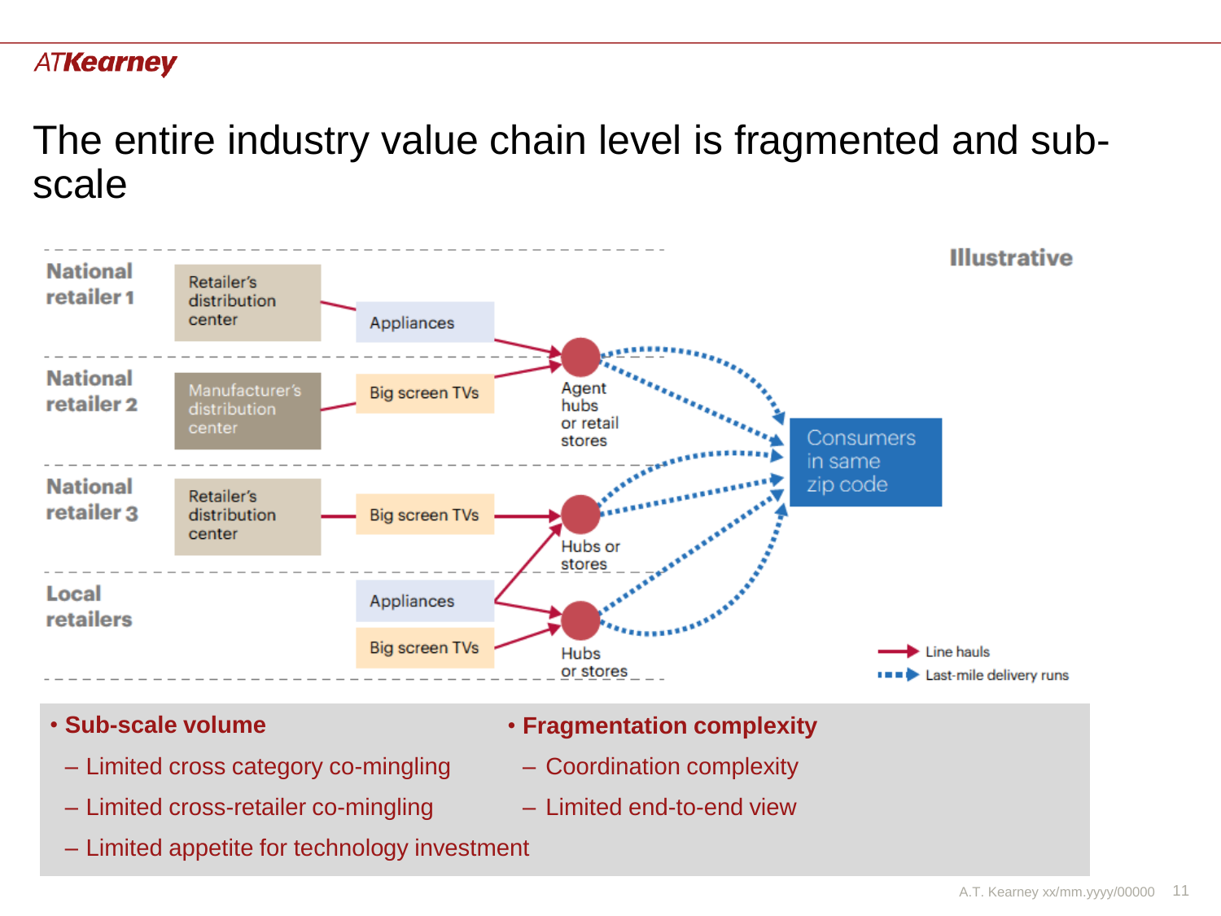# The entire industry value chain level is fragmented and sub-scale

Illustrative

| | | | |
|---|---|---|---|
| National retailer 1 | Retailer's distribution center | Appliances | |
| National retailer 2 | Manufacturer's distribution center | Big screen TVs | Agent hubs or retail stores |
| National retailer 3 | Retailer's distribution center | Big screen TVs | Hubs or stores |
| Local retailers | | Appliances | |
| | | Big screen TVs | Hubs or stores |

Consumers in same zip code

Line hauls

Last-mile delivery runs

- **Sub-scale volume**
  - Limited cross category co-mingling
  - Limited cross-retailer co-mingling
  - Limited appetite for technology investment
- **Fragmentation complexity**
  - Coordination complexity
  - Limited end-to-end view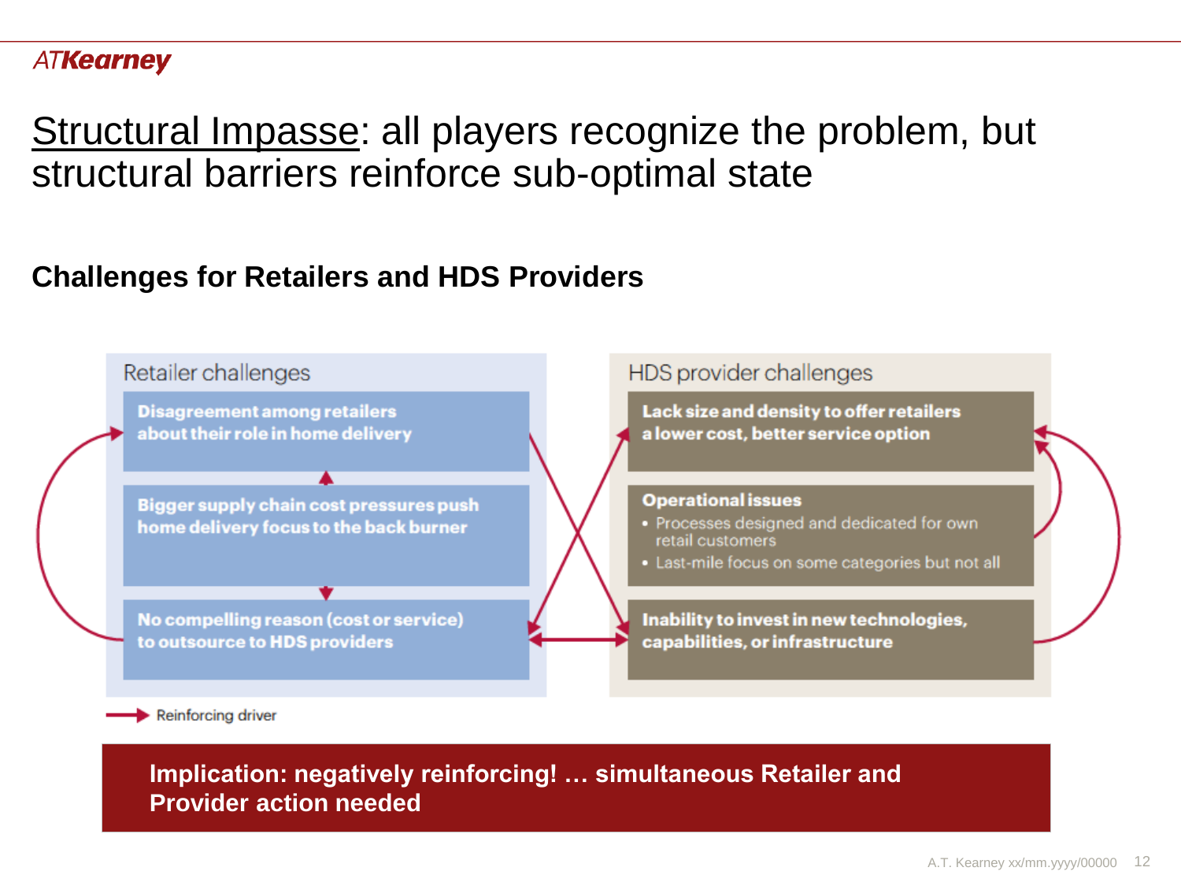# Structural Impasse: all players recognize the problem, but structural barriers reinforce sub-optimal state

## Challenges for Retailers and HDS Providers

### Retailer challenges

- **Disagreement among retailers about their role in home delivery**
- **Bigger supply chain cost pressures push home delivery focus to the back burner**
- **No compelling reason (cost or service) to outsource to HDS providers**

### HDS provider challenges

- **Lack size and density to offer retailers a lower cost, better service option**
- **Operational issues**
  - Processes designed and dedicated for own retail customers
  - Last-mile focus on some categories but not all
- **Inability to invest in new technologies, capabilities, or infrastructure**

Reinforcing driver

**Implication: negatively reinforcing! … simultaneous Retailer and Provider action needed**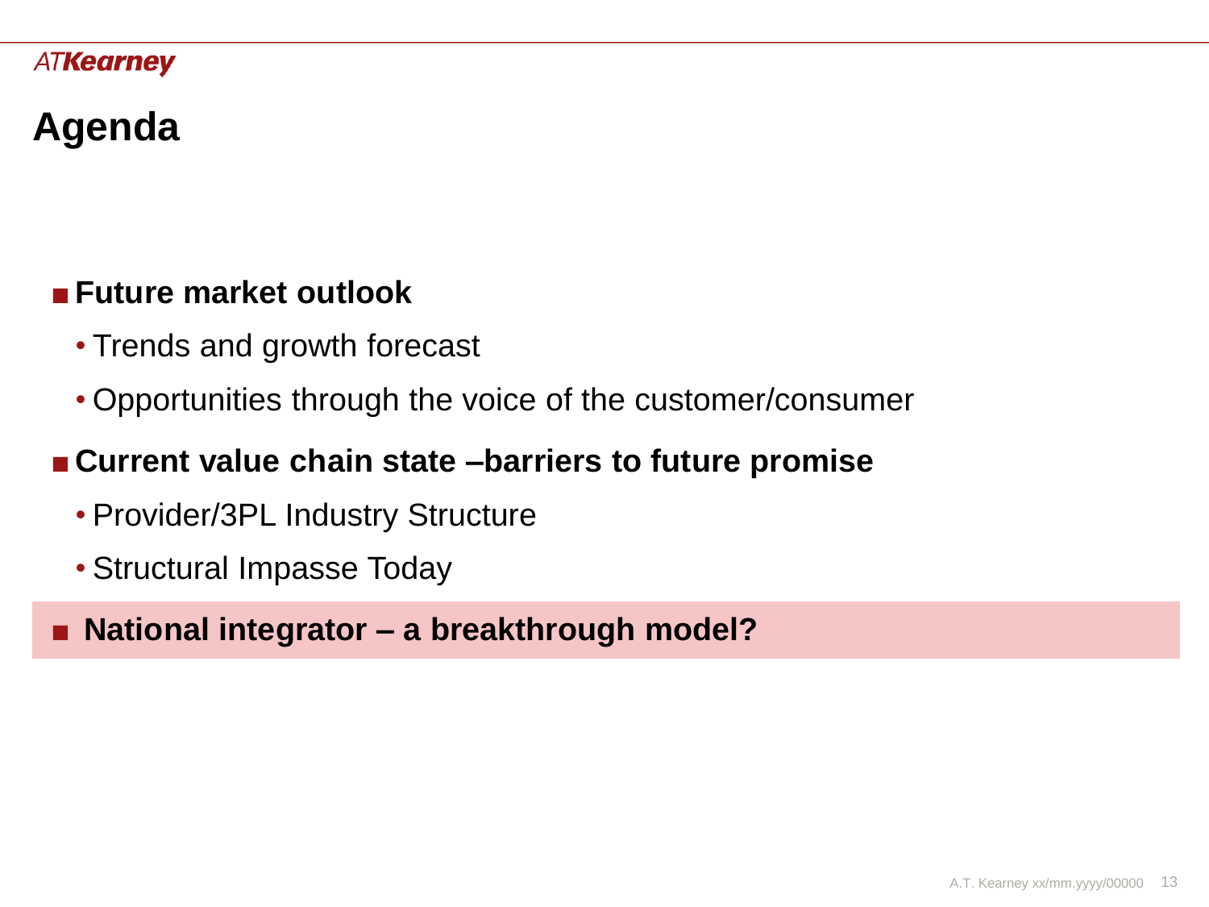# Agenda

- **Future market outlook**
  - Trends and growth forecast
  - Opportunities through the voice of the customer/consumer
- **Current value chain state –barriers to future promise**
  - Provider/3PL Industry Structure
  - Structural Impasse Today
- **National integrator – a breakthrough model?**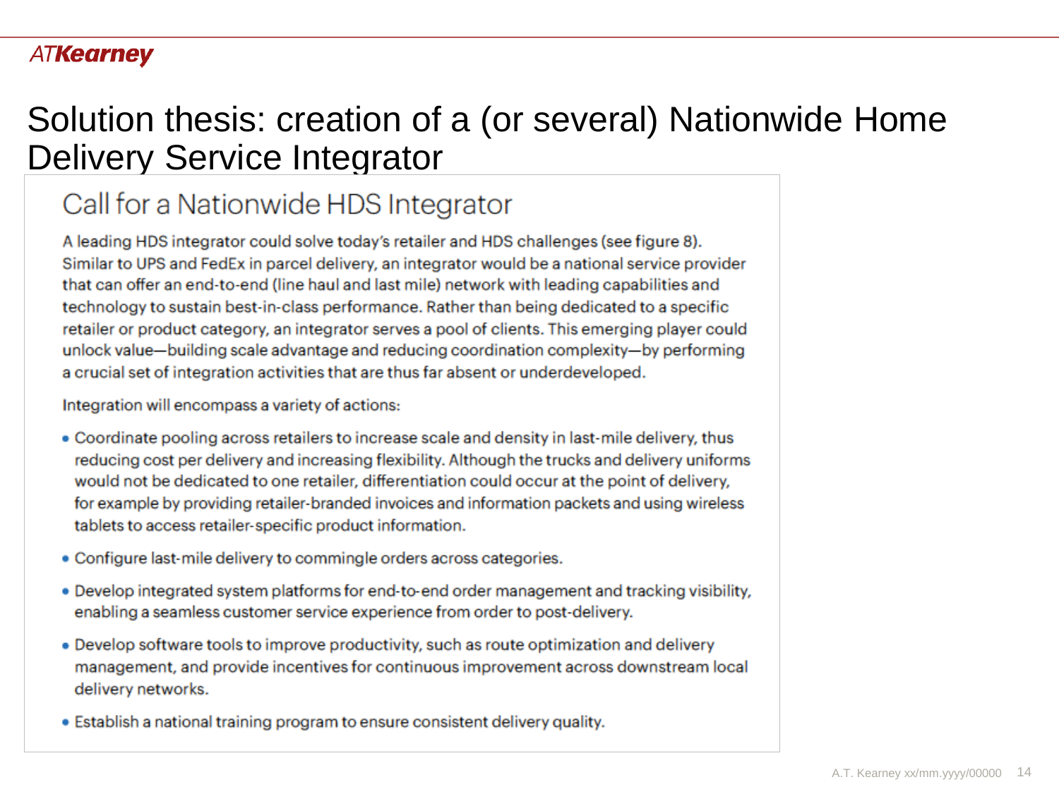# Solution thesis: creation of a (or several) Nationwide Home Delivery Service Integrator

## Call for a Nationwide HDS Integrator

A leading HDS integrator could solve today's retailer and HDS challenges (see figure 8). Similar to UPS and FedEx in parcel delivery, an integrator would be a national service provider that can offer an end-to-end (line haul and last mile) network with leading capabilities and technology to sustain best-in-class performance. Rather than being dedicated to a specific retailer or product category, an integrator serves a pool of clients. This emerging player could unlock value—building scale advantage and reducing coordination complexity—by performing a crucial set of integration activities that are thus far absent or underdeveloped.

Integration will encompass a variety of actions:

- Coordinate pooling across retailers to increase scale and density in last-mile delivery, thus reducing cost per delivery and increasing flexibility. Although the trucks and delivery uniforms would not be dedicated to one retailer, differentiation could occur at the point of delivery, for example by providing retailer-branded invoices and information packets and using wireless tablets to access retailer-specific product information.
- Configure last-mile delivery to commingle orders across categories.
- Develop integrated system platforms for end-to-end order management and tracking visibility, enabling a seamless customer service experience from order to post-delivery.
- Develop software tools to improve productivity, such as route optimization and delivery management, and provide incentives for continuous improvement across downstream local delivery networks.
- Establish a national training program to ensure consistent delivery quality.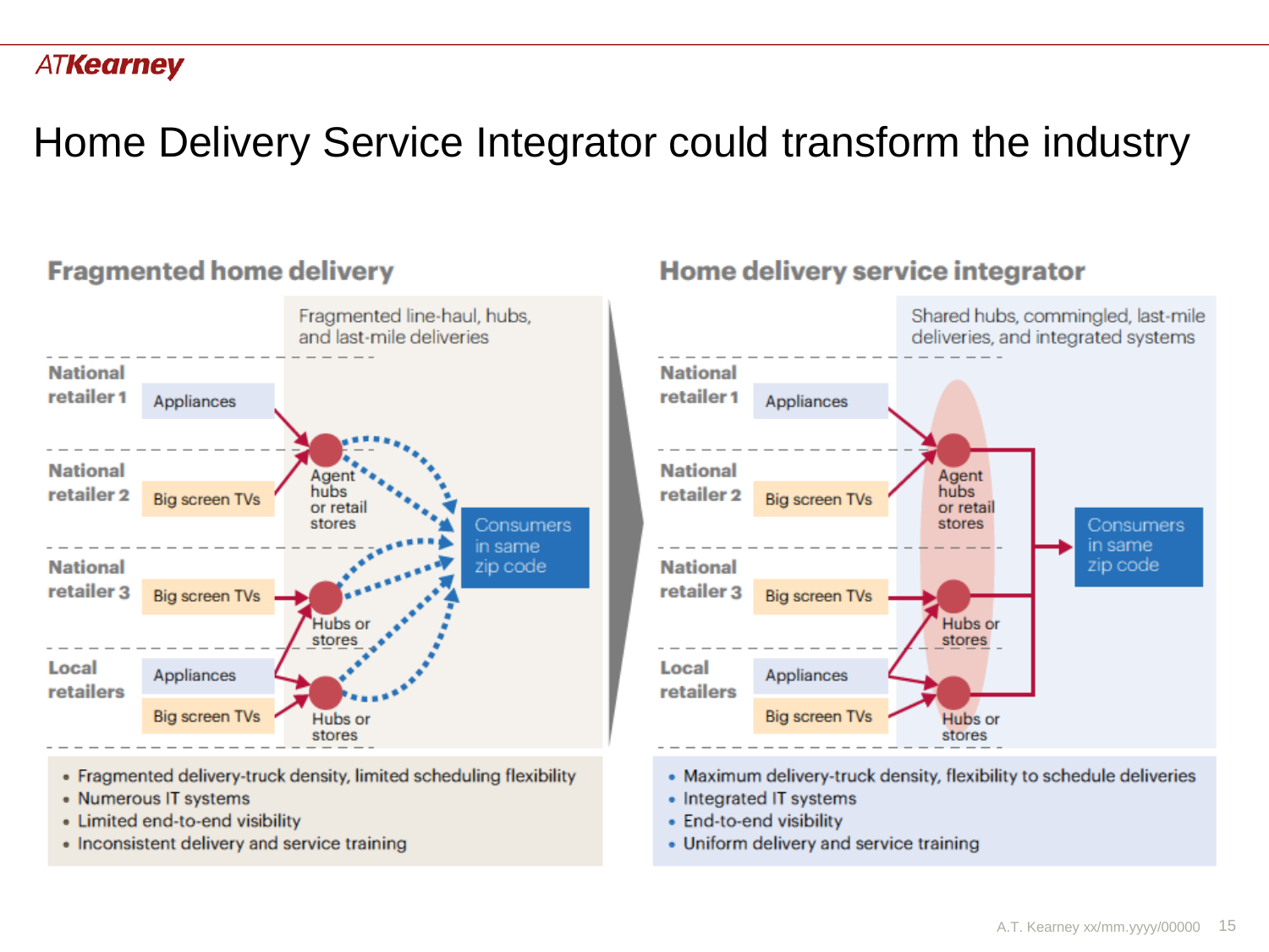# Home Delivery Service Integrator could transform the industry

## Fragmented home delivery

Fragmented line-haul, hubs, and last-mile deliveries

- **National retailer 1**: Appliances
- **National retailer 2**: Big screen TVs
- **National retailer 3**: Big screen TVs
- **Local retailers**: Appliances; Big screen TVs

Agent hubs or retail stores

Hubs or stores

Hubs or stores

Consumers in same zip code

- Fragmented delivery-truck density, limited scheduling flexibility
- Numerous IT systems
- Limited end-to-end visibility
- Inconsistent delivery and service training

## Home delivery service integrator

Shared hubs, commingled, last-mile deliveries, and integrated systems

- **National retailer 1**: Appliances
- **National retailer 2**: Big screen TVs
- **National retailer 3**: Big screen TVs
- **Local retailers**: Appliances; Big screen TVs

Agent hubs or retail stores

Hubs or stores

Hubs or stores

Consumers in same zip code

- Maximum delivery-truck density, flexibility to schedule deliveries
- Integrated IT systems
- End-to-end visibility
- Uniform delivery and service training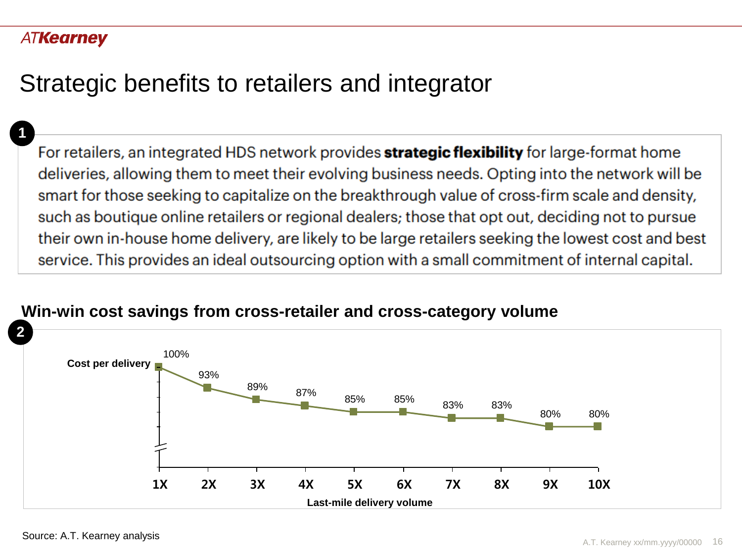# Strategic benefits to retailers and integrator

**1**

For retailers, an integrated HDS network provides **strategic flexibility** for large-format home deliveries, allowing them to meet their evolving business needs. Opting into the network will be smart for those seeking to capitalize on the breakthrough value of cross-firm scale and density, such as boutique online retailers or regional dealers; those that opt out, deciding not to pursue their own in-house home delivery, are likely to be large retailers seeking the lowest cost and best service. This provides an ideal outsourcing option with a small commitment of internal capital.

**Win-win cost savings from cross-retailer and cross-category volume**

**2**

| Last-mile delivery volume | 1X | 2X | 3X | 4X | 5X | 6X | 7X | 8X | 9X | 10X |
|---|---|---|---|---|---|---|---|---|---|---|
| Cost per delivery | 100% | 93% | 89% | 87% | 85% | 85% | 83% | 83% | 80% | 80% |

Source: A.T. Kearney analysis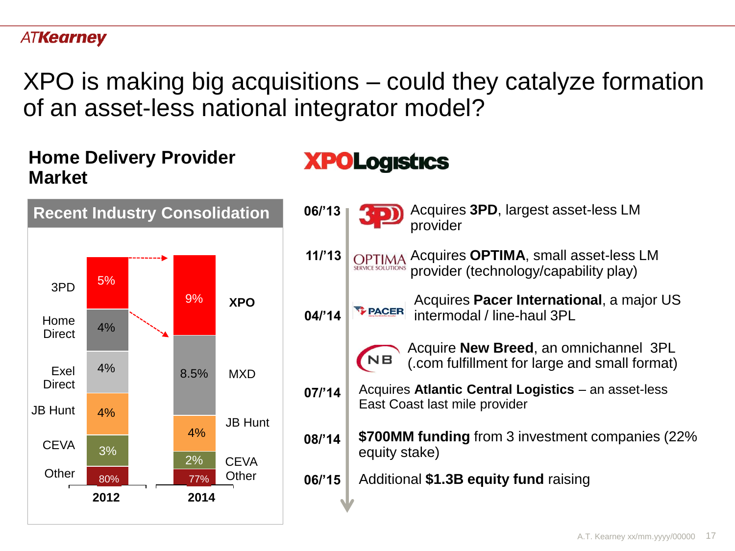# XPO is making big acquisitions – could they catalyze formation of an asset-less national integrator model?

## Home Delivery Provider Market

### Recent Industry Consolidation

| Provider | 2012 | 2014 | Provider |
|---|---|---|---|
| 3PD | 5% | 9% | XPO |
| Home Direct | 4% | 8.5% | MXD |
| Exel Direct | 4% | | |
| JB Hunt | 4% | 4% | JB Hunt |
| CEVA | 3% | 2% | CEVA |
| Other | 80% | 77% | Other |

## XPO Logistics

- **06/'13** – Acquires **3PD**, largest asset-less LM provider
- **11/'13** – Acquires **OPTIMA**, small asset-less LM provider (technology/capability play)
- **04/'14** – Acquires **Pacer International**, a major US intermodal / line-haul 3PL
- Acquire **New Breed**, an omnichannel 3PL (.com fulfillment for large and small format)
- **07/'14** – Acquires **Atlantic Central Logistics** – an asset-less East Coast last mile provider
- **08/'14** – **$700MM funding** from 3 investment companies (22% equity stake)
- **06/'15** – Additional **$1.3B equity fund** raising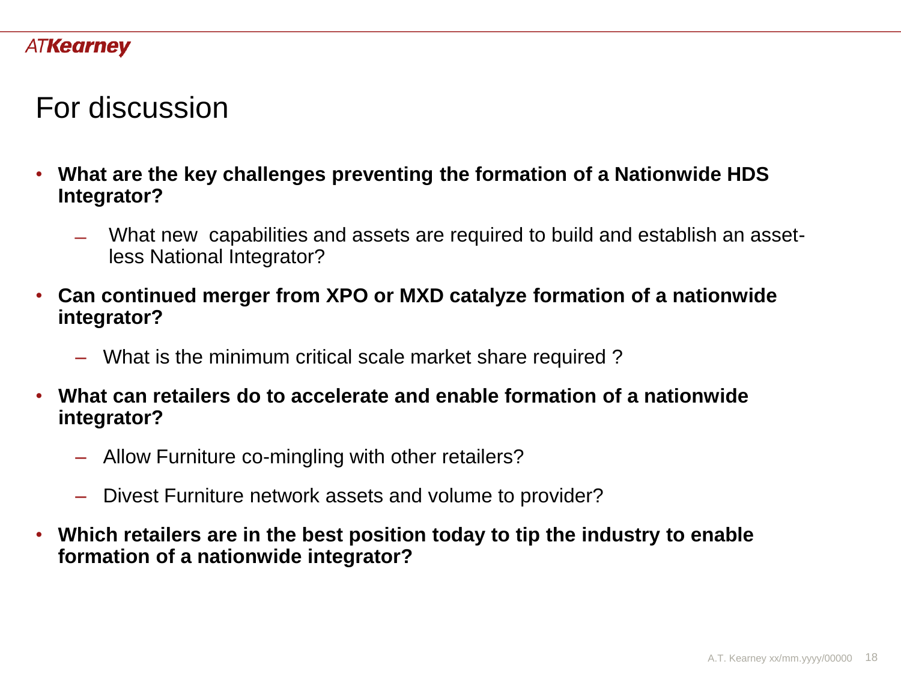# For discussion

- **What are the key challenges preventing the formation of a Nationwide HDS Integrator?**
  - What new capabilities and assets are required to build and establish an asset-less National Integrator?
- **Can continued merger from XPO or MXD catalyze formation of a nationwide integrator?**
  - What is the minimum critical scale market share required ?
- **What can retailers do to accelerate and enable formation of a nationwide integrator?**
  - Allow Furniture co-mingling with other retailers?
  - Divest Furniture network assets and volume to provider?
- **Which retailers are in the best position today to tip the industry to enable formation of a nationwide integrator?**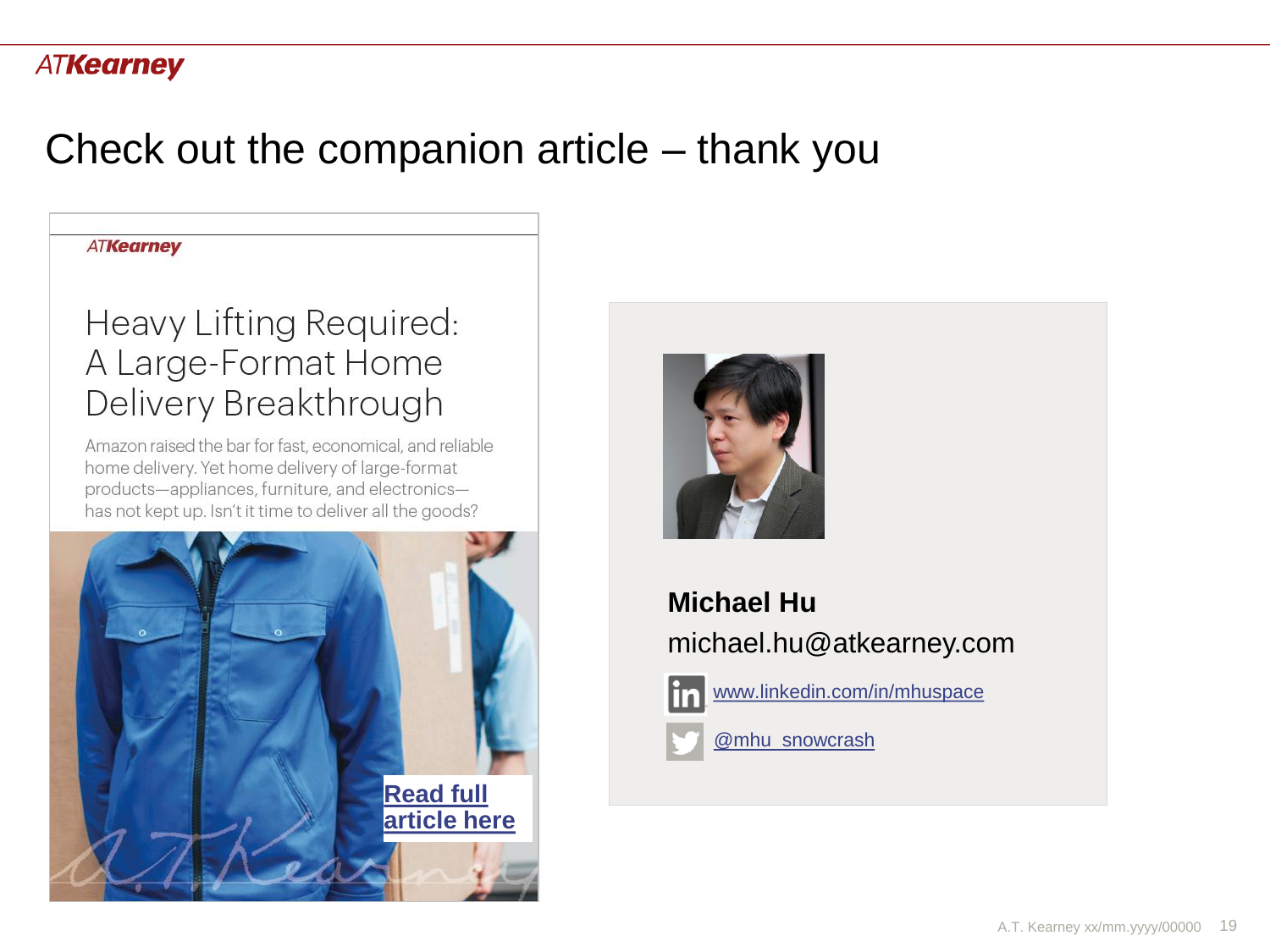# Check out the companion article – thank you

ATKearney

## Heavy Lifting Required: A Large-Format Home Delivery Breakthrough

Amazon raised the bar for fast, economical, and reliable home delivery. Yet home delivery of large-format products—appliances, furniture, and electronics—has not kept up. Isn't it time to deliver all the goods?

**Read full article here**

**Michael Hu**

michael.hu@atkearney.com

www.linkedin.com/in/mhuspace

@mhu_snowcrash